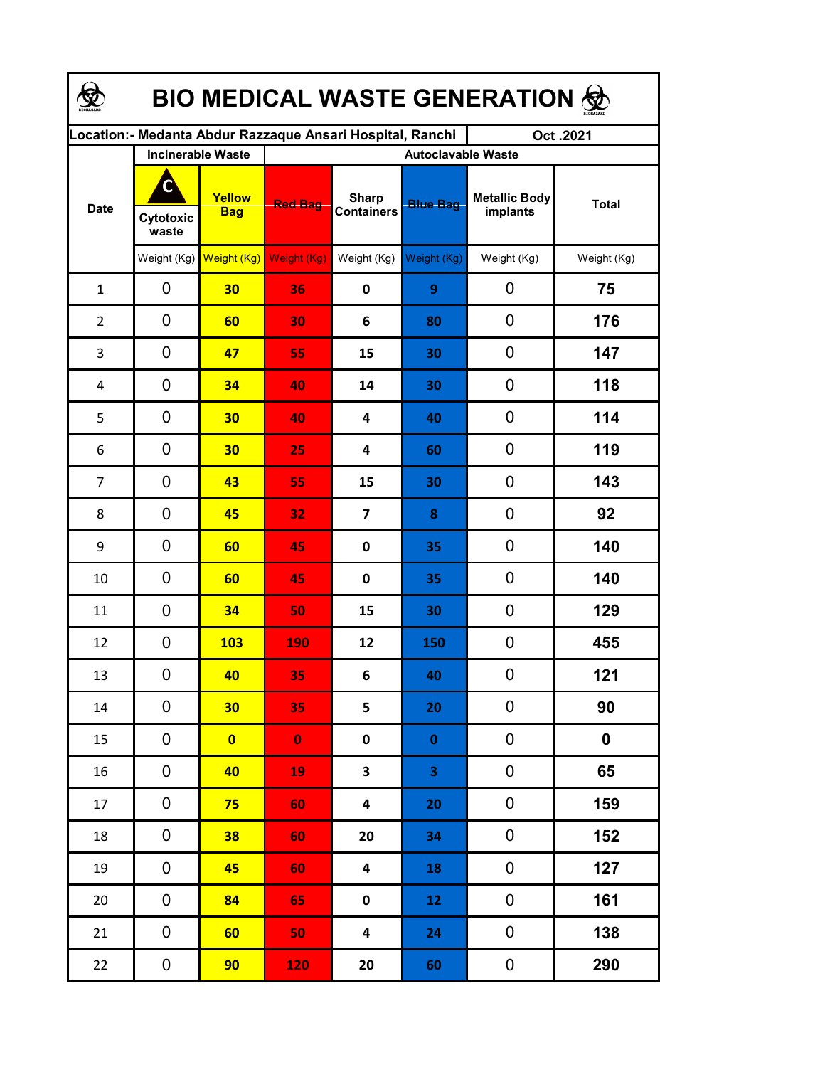# BIO MEDICAL WASTE GENERATION

| Location:- Medanta Abdur Razzaque Ansari Hospital, Ranchi | | | | | | | Oct .2021 |
|---|---|---|---|---|---|---|---|
| Date | Incinerable Waste | | Autoclavable Waste | | | | |
| | Cytotoxic waste | Yellow Bag | Red Bag | Sharp Containers | Blue Bag | Metallic Body implants | Total |
| | Weight (Kg) | Weight (Kg) | Weight (Kg) | Weight (Kg) | Weight (Kg) | Weight (Kg) | Weight (Kg) |
| 1 | 0 | 30 | 36 | 0 | 9 | 0 | 75 |
| 2 | 0 | 60 | 30 | 6 | 80 | 0 | 176 |
| 3 | 0 | 47 | 55 | 15 | 30 | 0 | 147 |
| 4 | 0 | 34 | 40 | 14 | 30 | 0 | 118 |
| 5 | 0 | 30 | 40 | 4 | 40 | 0 | 114 |
| 6 | 0 | 30 | 25 | 4 | 60 | 0 | 119 |
| 7 | 0 | 43 | 55 | 15 | 30 | 0 | 143 |
| 8 | 0 | 45 | 32 | 7 | 8 | 0 | 92 |
| 9 | 0 | 60 | 45 | 0 | 35 | 0 | 140 |
| 10 | 0 | 60 | 45 | 0 | 35 | 0 | 140 |
| 11 | 0 | 34 | 50 | 15 | 30 | 0 | 129 |
| 12 | 0 | 103 | 190 | 12 | 150 | 0 | 455 |
| 13 | 0 | 40 | 35 | 6 | 40 | 0 | 121 |
| 14 | 0 | 30 | 35 | 5 | 20 | 0 | 90 |
| 15 | 0 | 0 | 0 | 0 | 0 | 0 | 0 |
| 16 | 0 | 40 | 19 | 3 | 3 | 0 | 65 |
| 17 | 0 | 75 | 60 | 4 | 20 | 0 | 159 |
| 18 | 0 | 38 | 60 | 20 | 34 | 0 | 152 |
| 19 | 0 | 45 | 60 | 4 | 18 | 0 | 127 |
| 20 | 0 | 84 | 65 | 0 | 12 | 0 | 161 |
| 21 | 0 | 60 | 50 | 4 | 24 | 0 | 138 |
| 22 | 0 | 90 | 120 | 20 | 60 | 0 | 290 |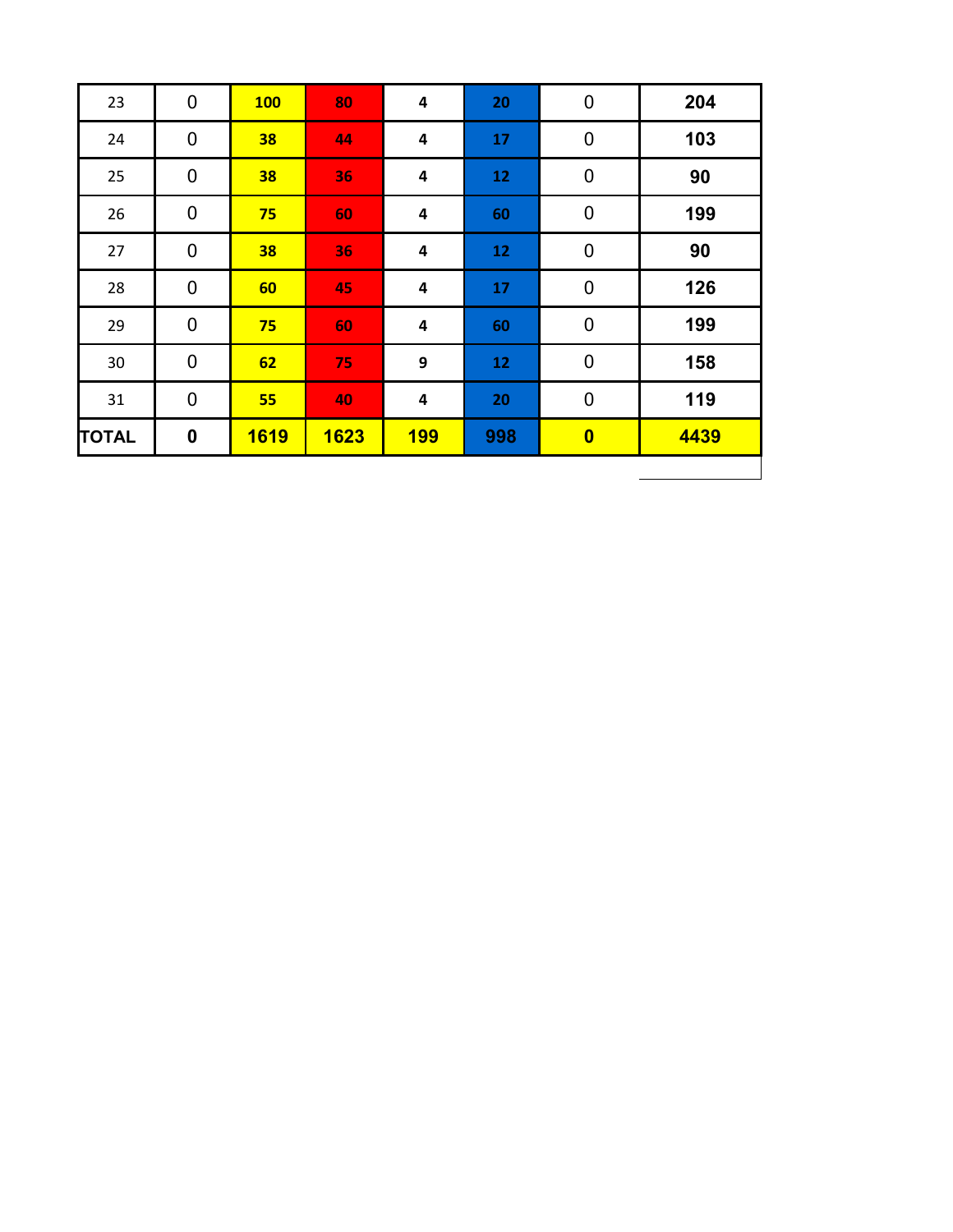| | | | | | | | |
|---|---|---|---|---|---|---|---|
| 23 | 0 | **100** | **80** | **4** | **20** | 0 | **204** |
| 24 | 0 | **38** | **44** | **4** | **17** | 0 | **103** |
| 25 | 0 | **38** | **36** | **4** | **12** | 0 | **90** |
| 26 | 0 | **75** | **60** | **4** | **60** | 0 | **199** |
| 27 | 0 | **38** | **36** | **4** | **12** | 0 | **90** |
| 28 | 0 | **60** | **45** | **4** | **17** | 0 | **126** |
| 29 | 0 | **75** | **60** | **4** | **60** | 0 | **199** |
| 30 | 0 | **62** | **75** | **9** | **12** | 0 | **158** |
| 31 | 0 | **55** | **40** | **4** | **20** | 0 | **119** |
| **TOTAL** | **0** | **1619** | **1623** | **199** | **998** | **0** | **4439** |